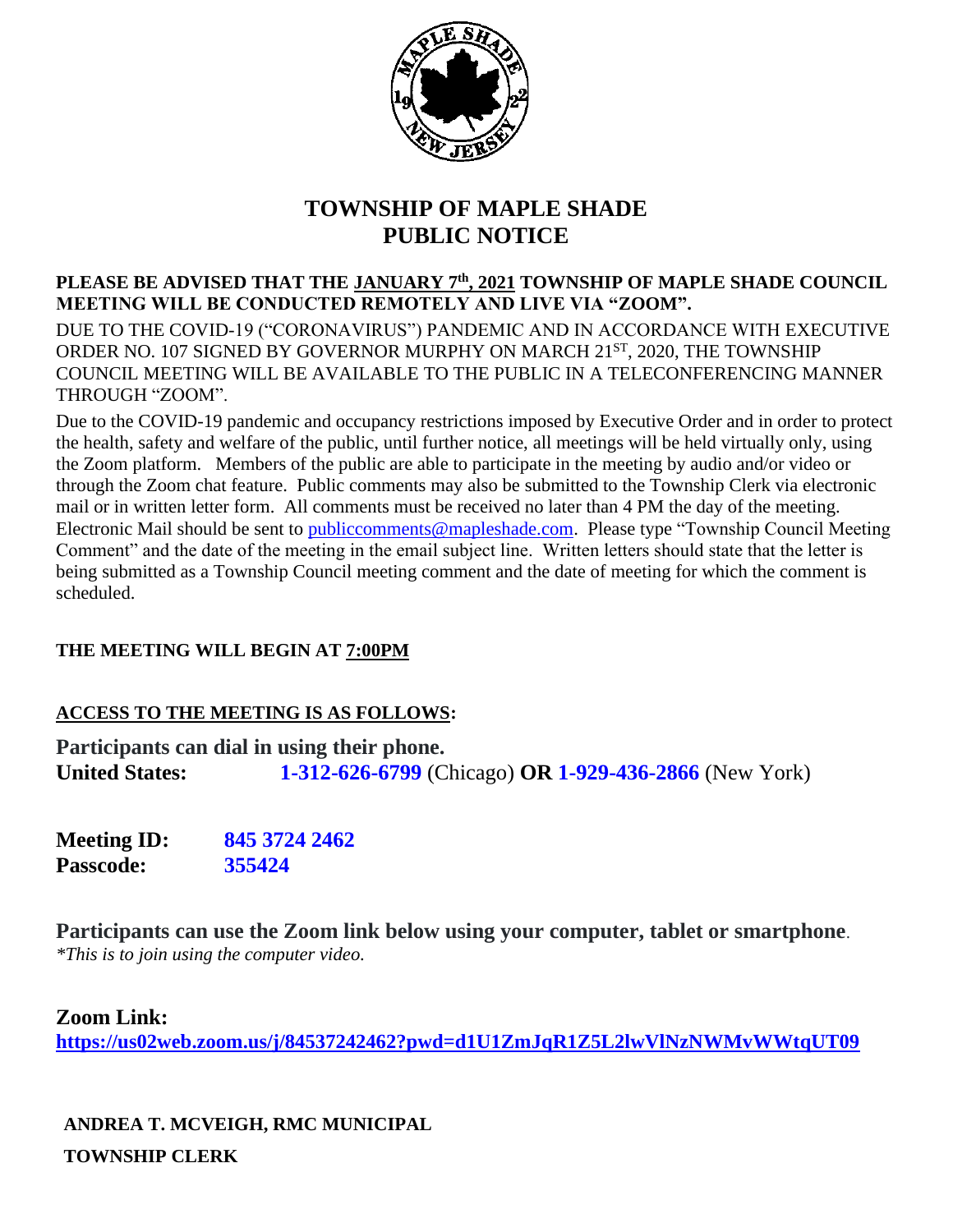# TOWNSHIP OF MAPLE SHADE
# PUBLIC NOTICE

**PLEASE BE ADVISED THAT THE JANUARY 7th, 2021 TOWNSHIP OF MAPLE SHADE COUNCIL MEETING WILL BE CONDUCTED REMOTELY AND LIVE VIA "ZOOM".**

DUE TO THE COVID-19 ("CORONAVIRUS") PANDEMIC AND IN ACCORDANCE WITH EXECUTIVE ORDER NO. 107 SIGNED BY GOVERNOR MURPHY ON MARCH 21ST, 2020, THE TOWNSHIP COUNCIL MEETING WILL BE AVAILABLE TO THE PUBLIC IN A TELECONFERENCING MANNER THROUGH "ZOOM".

Due to the COVID-19 pandemic and occupancy restrictions imposed by Executive Order and in order to protect the health, safety and welfare of the public, until further notice, all meetings will be held virtually only, using the Zoom platform. Members of the public are able to participate in the meeting by audio and/or video or through the Zoom chat feature. Public comments may also be submitted to the Township Clerk via electronic mail or in written letter form. All comments must be received no later than 4 PM the day of the meeting. Electronic Mail should be sent to publiccomments@mapleshade.com. Please type "Township Council Meeting Comment" and the date of the meeting in the email subject line. Written letters should state that the letter is being submitted as a Township Council meeting comment and the date of meeting for which the comment is scheduled.

**THE MEETING WILL BEGIN AT 7:00PM**

**ACCESS TO THE MEETING IS AS FOLLOWS:**

**Participants can dial in using their phone.**
**United States:** **1-312-626-6799** (Chicago) **OR** **1-929-436-2866** (New York)

**Meeting ID:** **845 3724 2462**
**Passcode:** **355424**

**Participants can use the Zoom link below using your computer, tablet or smartphone**.
*\*This is to join using the computer video.*

**Zoom Link:**
**https://us02web.zoom.us/j/84537242462?pwd=d1U1ZmJqR1Z5L2lwVlNzNWMvWWtqUT09**

**ANDREA T. MCVEIGH, RMC MUNICIPAL**
**TOWNSHIP CLERK**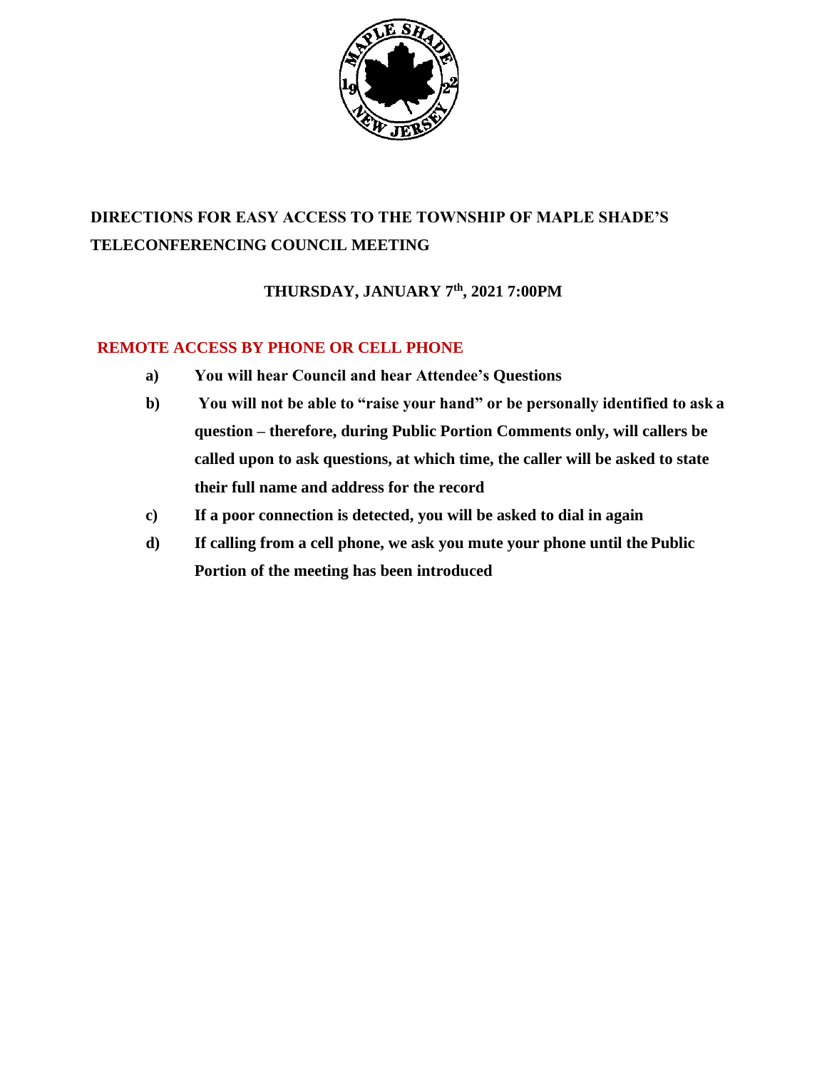**DIRECTIONS FOR EASY ACCESS TO THE TOWNSHIP OF MAPLE SHADE'S TELECONFERENCING COUNCIL MEETING**

**THURSDAY, JANUARY 7th, 2021 7:00PM**

## REMOTE ACCESS BY PHONE OR CELL PHONE

- **a)** **You will hear Council and hear Attendee's Questions**
- **b)** **You will not be able to "raise your hand" or be personally identified to ask a question – therefore, during Public Portion Comments only, will callers be called upon to ask questions, at which time, the caller will be asked to state their full name and address for the record**
- **c)** **If a poor connection is detected, you will be asked to dial in again**
- **d)** **If calling from a cell phone, we ask you mute your phone until the Public Portion of the meeting has been introduced**